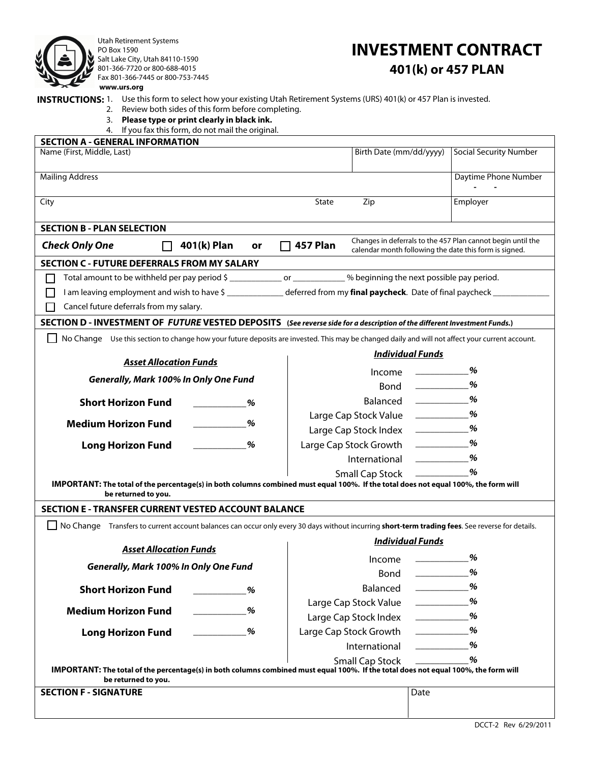Utah Retirement Systems
PO Box 1590
Salt Lake City, Utah 84110-1590
801-366-7720 or 800-688-4015
Fax 801-366-7445 or 800-753-7445
**www.urs.org**

# INVESTMENT CONTRACT
## 401(k) or 457 PLAN

**INSTRUCTIONS:**
1. Use this form to select how your existing Utah Retirement Systems (URS) 401(k) or 457 Plan is invested.
2. Review both sides of this form before completing.
3. **Please type or print clearly in black ink.**
4. If you fax this form, do not mail the original.

### SECTION A - GENERAL INFORMATION

| Name (First, Middle, Last) | | | Birth Date (mm/dd/yyyy) | Social Security Number |
|---|---|---|---|---|
| Mailing Address | | | | Daytime Phone Number - - |
| City | State | Zip | | Employer |

### SECTION B - PLAN SELECTION

***Check Only One*** ☐ **401(k) Plan** **or** ☐ **457 Plan**

Changes in deferrals to the 457 Plan cannot begin until the calendar month following the date this form is signed.

### SECTION C - FUTURE DEFERRALS FROM MY SALARY

☐ Total amount to be withheld per pay period $ ____________ or ____________ % beginning the next possible pay period.

☐ I am leaving employment and wish to have $ _____________ deferred from my **final paycheck**. Date of final paycheck _____________

☐ Cancel future deferrals from my salary.

### SECTION D - INVESTMENT OF *FUTURE* VESTED DEPOSITS (*See reverse side for a description of the different Investment Funds.*)

☐ No Change Use this section to change how your future deposits are invested. This may be changed daily and will not affect your current account.

***Asset Allocation Funds***

***Generally, Mark 100% In Only One Fund***

**Short Horizon Fund** __________ %

**Medium Horizon Fund** __________ %

**Long Horizon Fund** __________ %

***Individual Funds***

Income __________ %
Bond __________ %
Balanced __________ %
Large Cap Stock Value __________ %
Large Cap Stock Index __________ %
Large Cap Stock Growth __________ %
International __________ %
Small Cap Stock __________ %

**IMPORTANT: The total of the percentage(s) in both columns combined must equal 100%. If the total does not equal 100%, the form will be returned to you.**

### SECTION E - TRANSFER CURRENT VESTED ACCOUNT BALANCE

☐ No Change Transfers to current account balances can occur only every 30 days without incurring **short-term trading fees**. See reverse for details.

***Asset Allocation Funds***

***Generally, Mark 100% In Only One Fund***

**Short Horizon Fund** __________ %

**Medium Horizon Fund** __________ %

**Long Horizon Fund** __________ %

***Individual Funds***

Income __________ %
Bond __________ %
Balanced __________ %
Large Cap Stock Value __________ %
Large Cap Stock Index __________ %
Large Cap Stock Growth __________ %
International __________ %
Small Cap Stock __________ %

**IMPORTANT: The total of the percentage(s) in both columns combined must equal 100%. If the total does not equal 100%, the form will be returned to you.**

### SECTION F - SIGNATURE

| SECTION F - SIGNATURE | Date |
|---|---|
| | |

DCCT-2 Rev 6/29/2011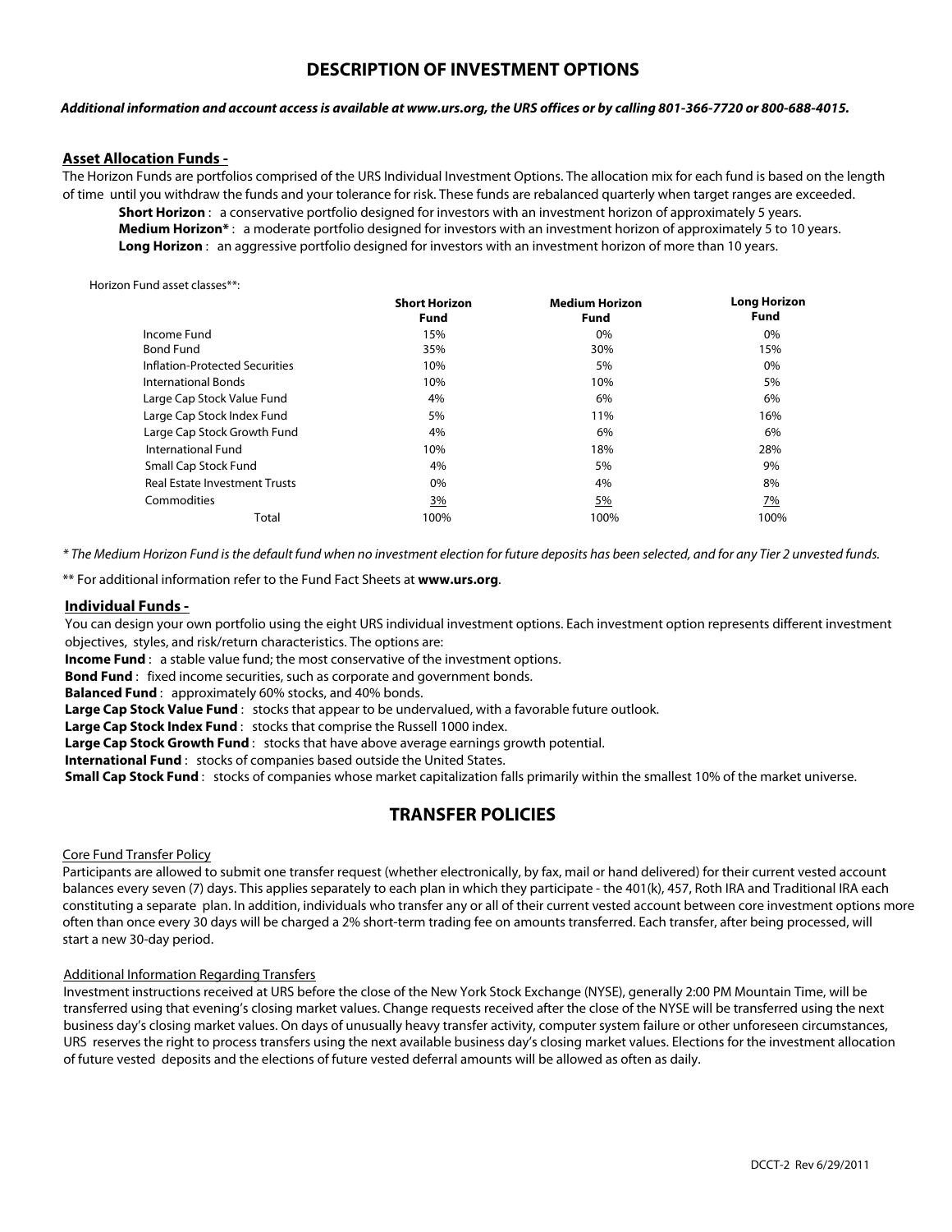# DESCRIPTION OF INVESTMENT OPTIONS

***Additional information and account access is available at www.urs.org, the URS offices or by calling 801-366-7720 or 800-688-4015.***

## Asset Allocation Funds -

The Horizon Funds are portfolios comprised of the URS Individual Investment Options. The allocation mix for each fund is based on the length of time until you withdraw the funds and your tolerance for risk. These funds are rebalanced quarterly when target ranges are exceeded.

**Short Horizon** : a conservative portfolio designed for investors with an investment horizon of approximately 5 years.
**Medium Horizon*** : a moderate portfolio designed for investors with an investment horizon of approximately 5 to 10 years.
**Long Horizon** : an aggressive portfolio designed for investors with an investment horizon of more than 10 years.

Horizon Fund asset classes**:

| | Short Horizon Fund | Medium Horizon Fund | Long Horizon Fund |
|---|---|---|---|
| Income Fund | 15% | 0% | 0% |
| Bond Fund | 35% | 30% | 15% |
| Inflation-Protected Securities | 10% | 5% | 0% |
| International Bonds | 10% | 10% | 5% |
| Large Cap Stock Value Fund | 4% | 6% | 6% |
| Large Cap Stock Index Fund | 5% | 11% | 16% |
| Large Cap Stock Growth Fund | 4% | 6% | 6% |
| International Fund | 10% | 18% | 28% |
| Small Cap Stock Fund | 4% | 5% | 9% |
| Real Estate Investment Trusts | 0% | 4% | 8% |
| Commodities | 3% | 5% | 7% |
| Total | 100% | 100% | 100% |

*\* The Medium Horizon Fund is the default fund when no investment election for future deposits has been selected, and for any Tier 2 unvested funds.*

** For additional information refer to the Fund Fact Sheets at **www.urs.org**.

## Individual Funds -

You can design your own portfolio using the eight URS individual investment options. Each investment option represents different investment objectives, styles, and risk/return characteristics. The options are:

**Income Fund** : a stable value fund; the most conservative of the investment options.
**Bond Fund** : fixed income securities, such as corporate and government bonds.
**Balanced Fund** : approximately 60% stocks, and 40% bonds.
**Large Cap Stock Value Fund** : stocks that appear to be undervalued, with a favorable future outlook.
**Large Cap Stock Index Fund** : stocks that comprise the Russell 1000 index.
**Large Cap Stock Growth Fund** : stocks that have above average earnings growth potential.
**International Fund** : stocks of companies based outside the United States.
**Small Cap Stock Fund** : stocks of companies whose market capitalization falls primarily within the smallest 10% of the market universe.

# TRANSFER POLICIES

### Core Fund Transfer Policy

Participants are allowed to submit one transfer request (whether electronically, by fax, mail or hand delivered) for their current vested account balances every seven (7) days. This applies separately to each plan in which they participate - the 401(k), 457, Roth IRA and Traditional IRA each constituting a separate plan. In addition, individuals who transfer any or all of their current vested account between core investment options more often than once every 30 days will be charged a 2% short-term trading fee on amounts transferred. Each transfer, after being processed, will start a new 30-day period.

### Additional Information Regarding Transfers

Investment instructions received at URS before the close of the New York Stock Exchange (NYSE), generally 2:00 PM Mountain Time, will be transferred using that evening's closing market values. Change requests received after the close of the NYSE will be transferred using the next business day's closing market values. On days of unusually heavy transfer activity, computer system failure or other unforeseen circumstances, URS reserves the right to process transfers using the next available business day's closing market values. Elections for the investment allocation of future vested deposits and the elections of future vested deferral amounts will be allowed as often as daily.

DCCT-2 Rev 6/29/2011